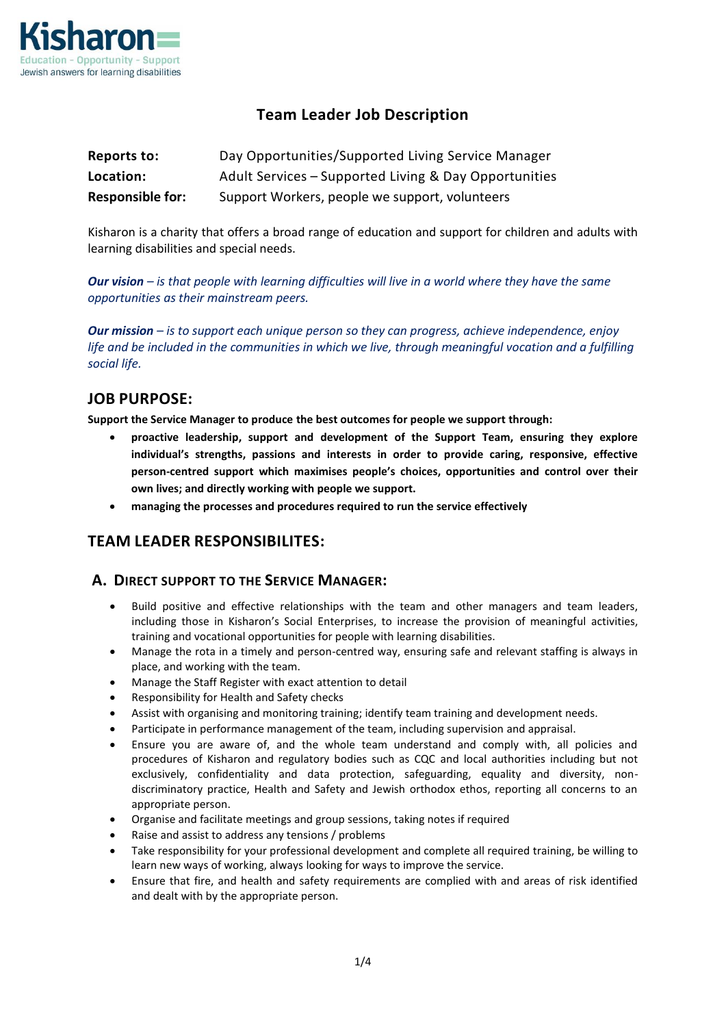Kisharon

Education - Opportunity - Support

Jewish answers for learning disabilities

# Team Leader Job Description

| | |
|---|---|
| **Reports to:** | Day Opportunities/Supported Living Service Manager |
| **Location:** | Adult Services – Supported Living & Day Opportunities |
| **Responsible for:** | Support Workers, people we support, volunteers |

Kisharon is a charity that offers a broad range of education and support for children and adults with learning disabilities and special needs.

***Our vision** – is that people with learning difficulties will live in a world where they have the same opportunities as their mainstream peers.*

***Our mission** – is to support each unique person so they can progress, achieve independence, enjoy life and be included in the communities in which we live, through meaningful vocation and a fulfilling social life.*

## JOB PURPOSE:

**Support the Service Manager to produce the best outcomes for people we support through:**

- **proactive leadership, support and development of the Support Team, ensuring they explore individual's strengths, passions and interests in order to provide caring, responsive, effective person-centred support which maximises people's choices, opportunities and control over their own lives; and directly working with people we support.**
- **managing the processes and procedures required to run the service effectively**

## TEAM LEADER RESPONSIBILITES:

### A. Direct support to the Service Manager:

- Build positive and effective relationships with the team and other managers and team leaders, including those in Kisharon's Social Enterprises, to increase the provision of meaningful activities, training and vocational opportunities for people with learning disabilities.
- Manage the rota in a timely and person-centred way, ensuring safe and relevant staffing is always in place, and working with the team.
- Manage the Staff Register with exact attention to detail
- Responsibility for Health and Safety checks
- Assist with organising and monitoring training; identify team training and development needs.
- Participate in performance management of the team, including supervision and appraisal.
- Ensure you are aware of, and the whole team understand and comply with, all policies and procedures of Kisharon and regulatory bodies such as CQC and local authorities including but not exclusively, confidentiality and data protection, safeguarding, equality and diversity, non-discriminatory practice, Health and Safety and Jewish orthodox ethos, reporting all concerns to an appropriate person.
- Organise and facilitate meetings and group sessions, taking notes if required
- Raise and assist to address any tensions / problems
- Take responsibility for your professional development and complete all required training, be willing to learn new ways of working, always looking for ways to improve the service.
- Ensure that fire, and health and safety requirements are complied with and areas of risk identified and dealt with by the appropriate person.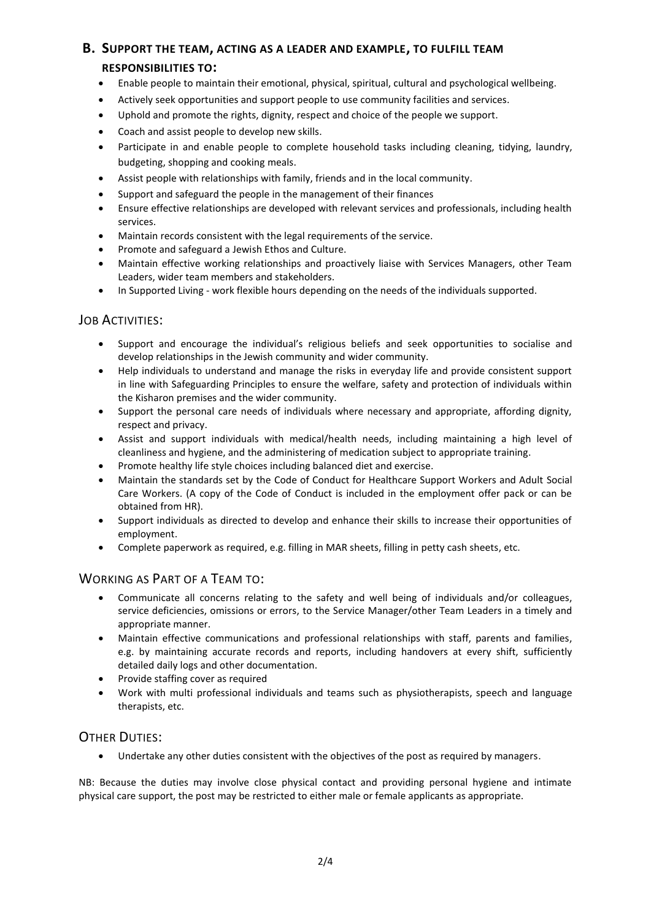## B. Support the team, acting as a leader and example, to fulfill team responsibilities to:

- Enable people to maintain their emotional, physical, spiritual, cultural and psychological wellbeing.
- Actively seek opportunities and support people to use community facilities and services.
- Uphold and promote the rights, dignity, respect and choice of the people we support.
- Coach and assist people to develop new skills.
- Participate in and enable people to complete household tasks including cleaning, tidying, laundry, budgeting, shopping and cooking meals.
- Assist people with relationships with family, friends and in the local community.
- Support and safeguard the people in the management of their finances
- Ensure effective relationships are developed with relevant services and professionals, including health services.
- Maintain records consistent with the legal requirements of the service.
- Promote and safeguard a Jewish Ethos and Culture.
- Maintain effective working relationships and proactively liaise with Services Managers, other Team Leaders, wider team members and stakeholders.
- In Supported Living - work flexible hours depending on the needs of the individuals supported.

## Job Activities:

- Support and encourage the individual's religious beliefs and seek opportunities to socialise and develop relationships in the Jewish community and wider community.
- Help individuals to understand and manage the risks in everyday life and provide consistent support in line with Safeguarding Principles to ensure the welfare, safety and protection of individuals within the Kisharon premises and the wider community.
- Support the personal care needs of individuals where necessary and appropriate, affording dignity, respect and privacy.
- Assist and support individuals with medical/health needs, including maintaining a high level of cleanliness and hygiene, and the administering of medication subject to appropriate training.
- Promote healthy life style choices including balanced diet and exercise.
- Maintain the standards set by the Code of Conduct for Healthcare Support Workers and Adult Social Care Workers. (A copy of the Code of Conduct is included in the employment offer pack or can be obtained from HR).
- Support individuals as directed to develop and enhance their skills to increase their opportunities of employment.
- Complete paperwork as required, e.g. filling in MAR sheets, filling in petty cash sheets, etc.

## Working as Part of a Team to:

- Communicate all concerns relating to the safety and well being of individuals and/or colleagues, service deficiencies, omissions or errors, to the Service Manager/other Team Leaders in a timely and appropriate manner.
- Maintain effective communications and professional relationships with staff, parents and families, e.g. by maintaining accurate records and reports, including handovers at every shift, sufficiently detailed daily logs and other documentation.
- Provide staffing cover as required
- Work with multi professional individuals and teams such as physiotherapists, speech and language therapists, etc.

## Other Duties:

- Undertake any other duties consistent with the objectives of the post as required by managers.

NB: Because the duties may involve close physical contact and providing personal hygiene and intimate physical care support, the post may be restricted to either male or female applicants as appropriate.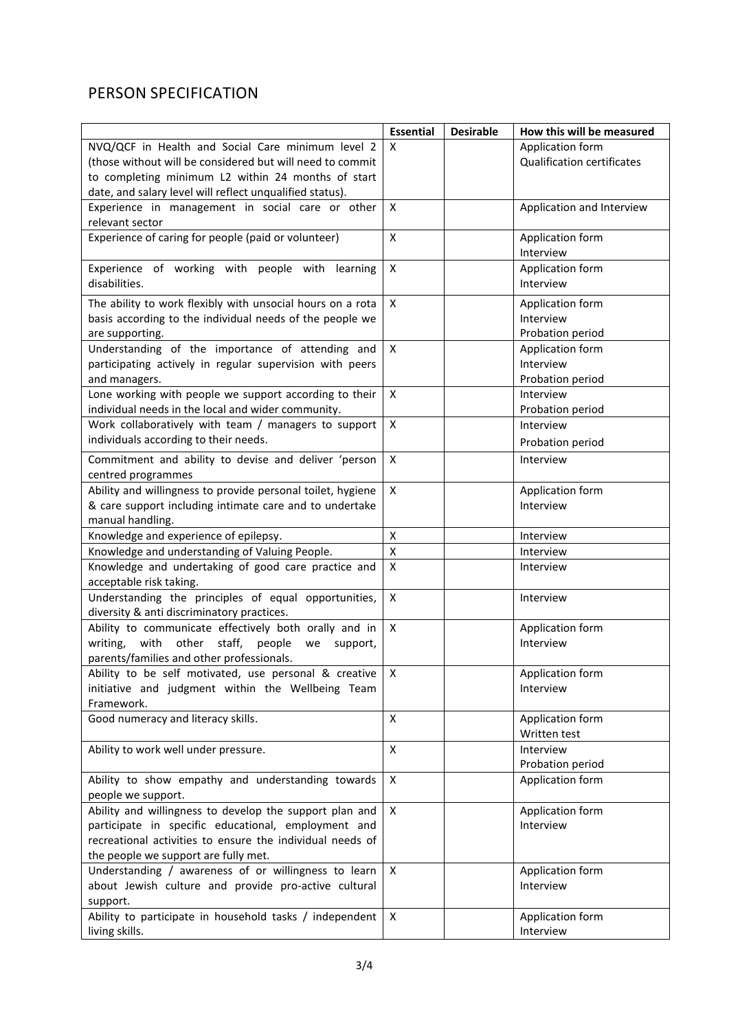## PERSON SPECIFICATION

| | Essential | Desirable | How this will be measured |
|---|---|---|---|
| NVQ/QCF in Health and Social Care minimum level 2 (those without will be considered but will need to commit to completing minimum L2 within 24 months of start date, and salary level will reflect unqualified status). | X | | Application form<br>Qualification certificates |
| Experience in management in social care or other relevant sector | X | | Application and Interview |
| Experience of caring for people (paid or volunteer) | X | | Application form<br>Interview |
| Experience of working with people with learning disabilities. | X | | Application form<br>Interview |
| The ability to work flexibly with unsocial hours on a rota basis according to the individual needs of the people we are supporting. | X | | Application form<br>Interview<br>Probation period |
| Understanding of the importance of attending and participating actively in regular supervision with peers and managers. | X | | Application form<br>Interview<br>Probation period |
| Lone working with people we support according to their individual needs in the local and wider community. | X | | Interview<br>Probation period |
| Work collaboratively with team / managers to support individuals according to their needs. | X | | Interview<br>Probation period |
| Commitment and ability to devise and deliver 'person centred programmes | X | | Interview |
| Ability and willingness to provide personal toilet, hygiene & care support including intimate care and to undertake manual handling. | X | | Application form<br>Interview |
| Knowledge and experience of epilepsy. | X | | Interview |
| Knowledge and understanding of Valuing People. | X | | Interview |
| Knowledge and undertaking of good care practice and acceptable risk taking. | X | | Interview |
| Understanding the principles of equal opportunities, diversity & anti discriminatory practices. | X | | Interview |
| Ability to communicate effectively both orally and in writing, with other staff, people we support, parents/families and other professionals. | X | | Application form<br>Interview |
| Ability to be self motivated, use personal & creative initiative and judgment within the Wellbeing Team Framework. | X | | Application form<br>Interview |
| Good numeracy and literacy skills. | X | | Application form<br>Written test |
| Ability to work well under pressure. | X | | Interview<br>Probation period |
| Ability to show empathy and understanding towards people we support. | X | | Application form |
| Ability and willingness to develop the support plan and participate in specific educational, employment and recreational activities to ensure the individual needs of the people we support are fully met. | X | | Application form<br>Interview |
| Understanding / awareness of or willingness to learn about Jewish culture and provide pro-active cultural support. | X | | Application form<br>Interview |
| Ability to participate in household tasks / independent living skills. | X | | Application form<br>Interview |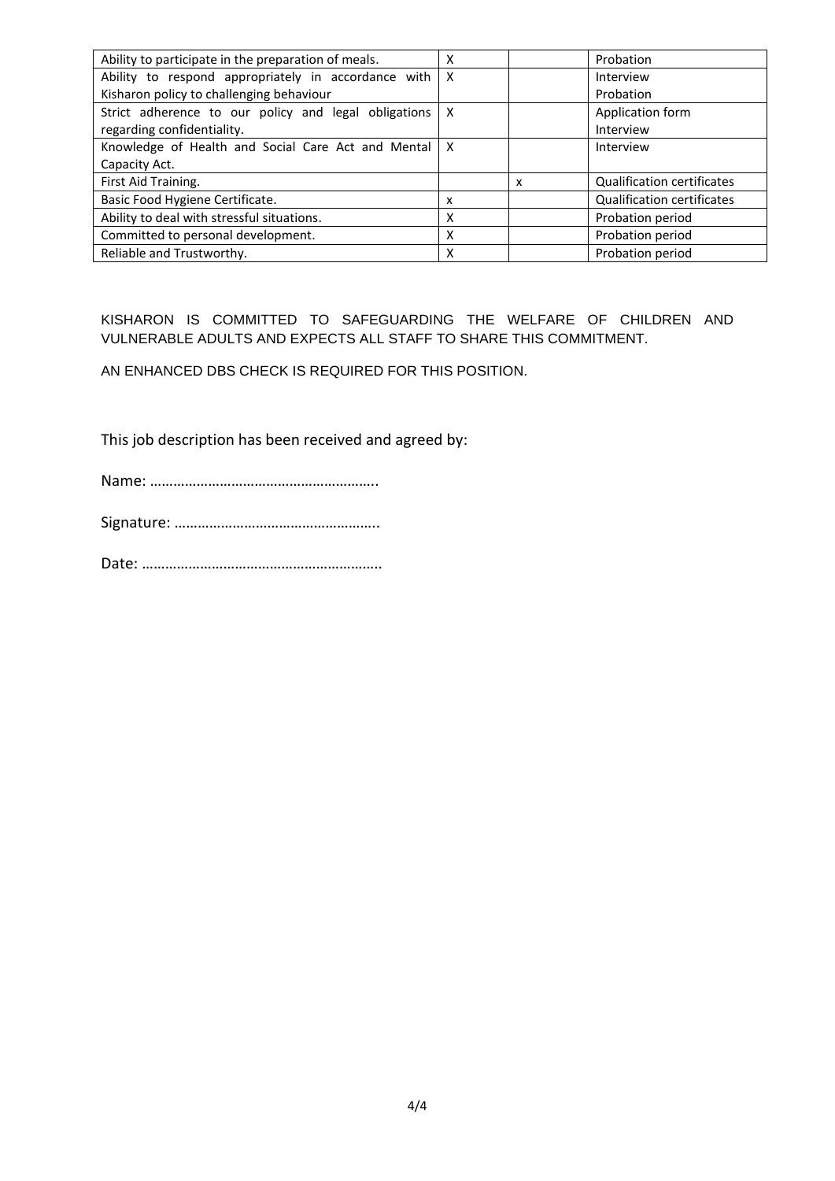| | | | |
|---|---|---|---|
| Ability to participate in the preparation of meals. | X | | Probation |
| Ability to respond appropriately in accordance with Kisharon policy to challenging behaviour | X | | Interview<br>Probation |
| Strict adherence to our policy and legal obligations regarding confidentiality. | X | | Application form<br>Interview |
| Knowledge of Health and Social Care Act and Mental Capacity Act. | X | | Interview |
| First Aid Training. | | x | Qualification certificates |
| Basic Food Hygiene Certificate. | x | | Qualification certificates |
| Ability to deal with stressful situations. | X | | Probation period |
| Committed to personal development. | X | | Probation period |
| Reliable and Trustworthy. | X | | Probation period |

KISHARON IS COMMITTED TO SAFEGUARDING THE WELFARE OF CHILDREN AND VULNERABLE ADULTS AND EXPECTS ALL STAFF TO SHARE THIS COMMITMENT.

AN ENHANCED DBS CHECK IS REQUIRED FOR THIS POSITION.

This job description has been received and agreed by:

Name: …………………………………………………..

Signature: ……………………………………………..

Date: ……………………………………………………..